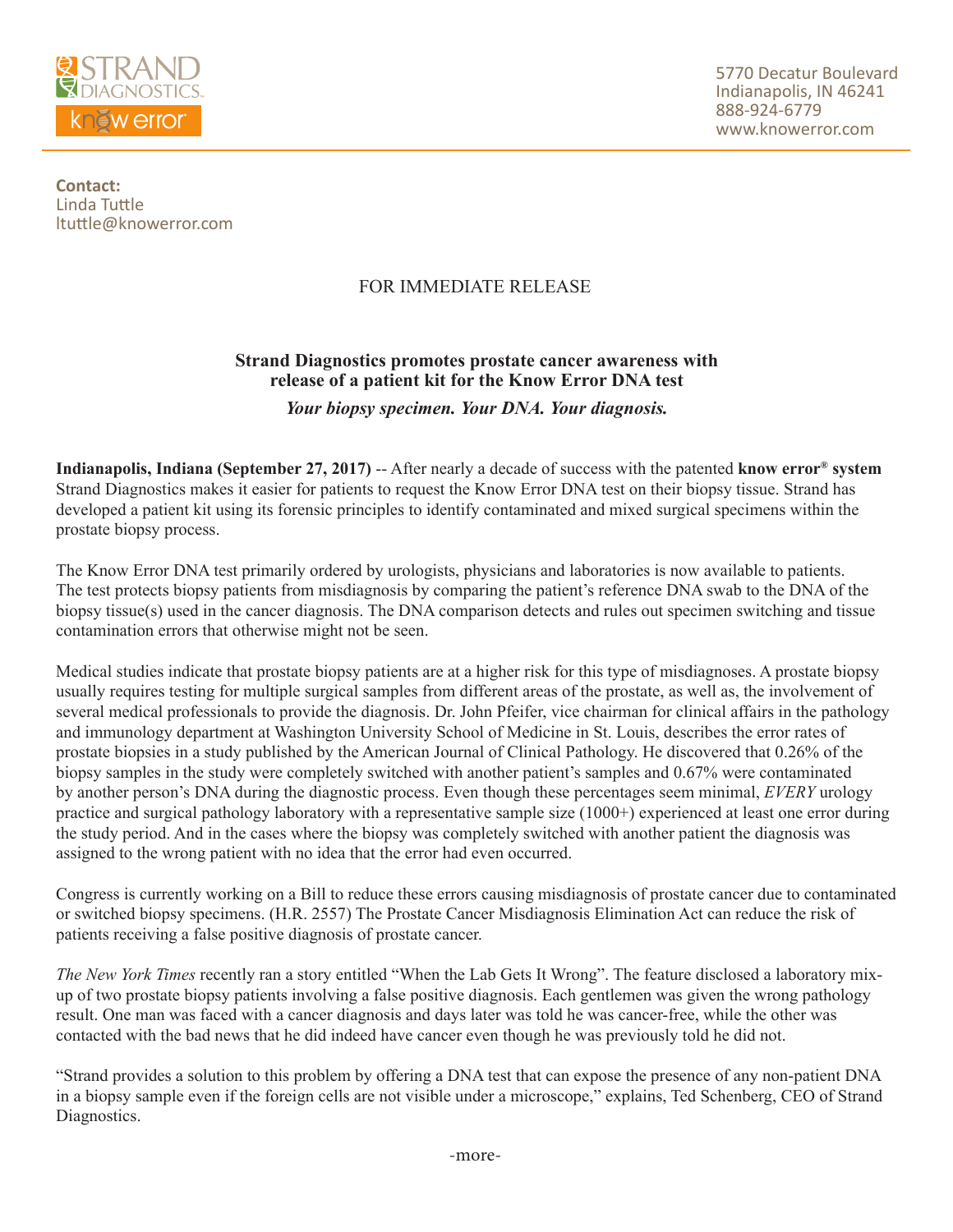STRAND DIAGNOSTICS
know error

5770 Decatur Boulevard
Indianapolis, IN 46241
888-924-6779
www.knowerror.com

**Contact:**
Linda Tuttle
ltuttle@knowerror.com

FOR IMMEDIATE RELEASE

## Strand Diagnostics promotes prostate cancer awareness with release of a patient kit for the Know Error DNA test

***Your biopsy specimen. Your DNA. Your diagnosis.***

**Indianapolis, Indiana (September 27, 2017)** -- After nearly a decade of success with the patented **know error® system** Strand Diagnostics makes it easier for patients to request the Know Error DNA test on their biopsy tissue. Strand has developed a patient kit using its forensic principles to identify contaminated and mixed surgical specimens within the prostate biopsy process.

The Know Error DNA test primarily ordered by urologists, physicians and laboratories is now available to patients. The test protects biopsy patients from misdiagnosis by comparing the patient's reference DNA swab to the DNA of the biopsy tissue(s) used in the cancer diagnosis. The DNA comparison detects and rules out specimen switching and tissue contamination errors that otherwise might not be seen.

Medical studies indicate that prostate biopsy patients are at a higher risk for this type of misdiagnoses. A prostate biopsy usually requires testing for multiple surgical samples from different areas of the prostate, as well as, the involvement of several medical professionals to provide the diagnosis. Dr. John Pfeifer, vice chairman for clinical affairs in the pathology and immunology department at Washington University School of Medicine in St. Louis, describes the error rates of prostate biopsies in a study published by the American Journal of Clinical Pathology. He discovered that 0.26% of the biopsy samples in the study were completely switched with another patient's samples and 0.67% were contaminated by another person's DNA during the diagnostic process. Even though these percentages seem minimal, *EVERY* urology practice and surgical pathology laboratory with a representative sample size (1000+) experienced at least one error during the study period. And in the cases where the biopsy was completely switched with another patient the diagnosis was assigned to the wrong patient with no idea that the error had even occurred.

Congress is currently working on a Bill to reduce these errors causing misdiagnosis of prostate cancer due to contaminated or switched biopsy specimens. (H.R. 2557) The Prostate Cancer Misdiagnosis Elimination Act can reduce the risk of patients receiving a false positive diagnosis of prostate cancer.

*The New York Times* recently ran a story entitled "When the Lab Gets It Wrong". The feature disclosed a laboratory mix-up of two prostate biopsy patients involving a false positive diagnosis. Each gentlemen was given the wrong pathology result. One man was faced with a cancer diagnosis and days later was told he was cancer-free, while the other was contacted with the bad news that he did indeed have cancer even though he was previously told he did not.

"Strand provides a solution to this problem by offering a DNA test that can expose the presence of any non-patient DNA in a biopsy sample even if the foreign cells are not visible under a microscope," explains, Ted Schenberg, CEO of Strand Diagnostics.

-more-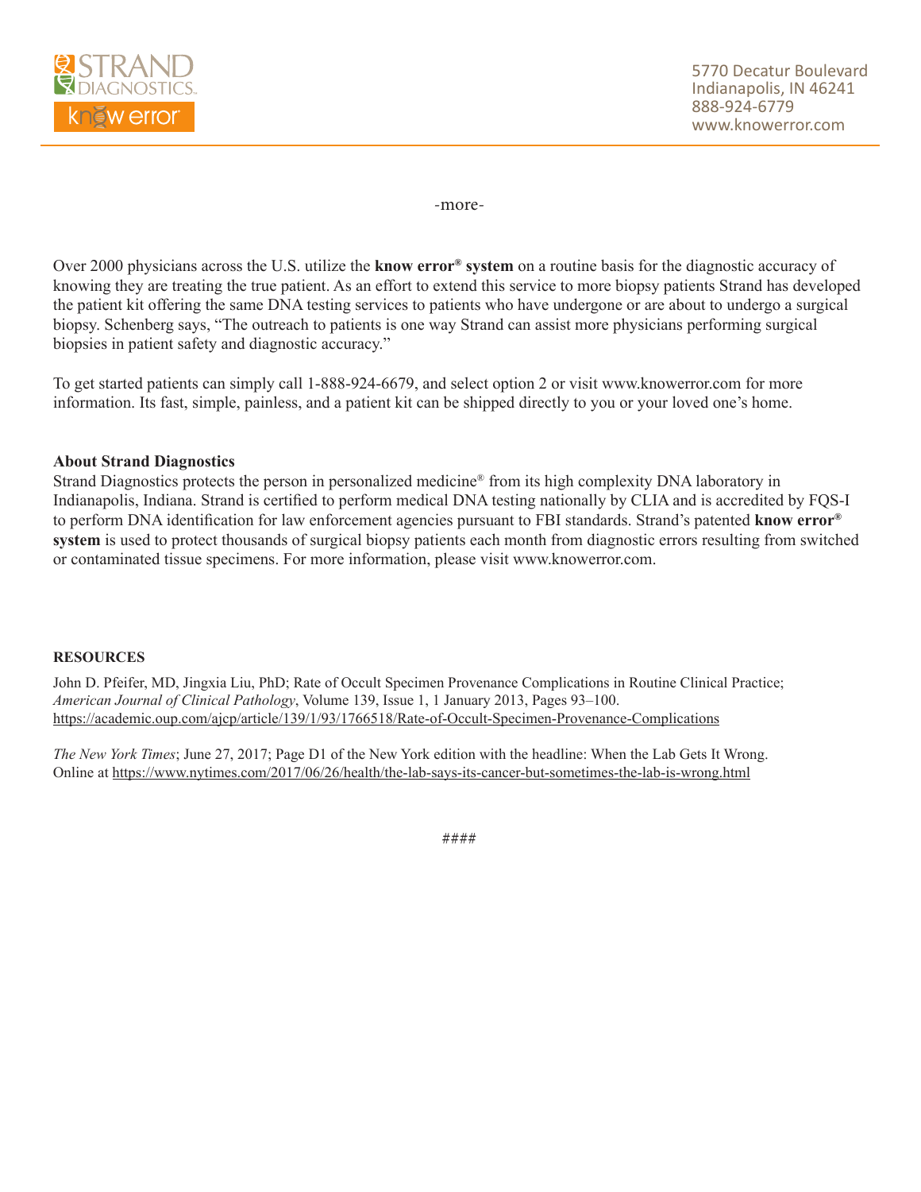-more-

Over 2000 physicians across the U.S. utilize the **know error® system** on a routine basis for the diagnostic accuracy of knowing they are treating the true patient. As an effort to extend this service to more biopsy patients Strand has developed the patient kit offering the same DNA testing services to patients who have undergone or are about to undergo a surgical biopsy. Schenberg says, "The outreach to patients is one way Strand can assist more physicians performing surgical biopsies in patient safety and diagnostic accuracy."

To get started patients can simply call 1-888-924-6679, and select option 2 or visit www.knowerror.com for more information. Its fast, simple, painless, and a patient kit can be shipped directly to you or your loved one's home.

**About Strand Diagnostics**
Strand Diagnostics protects the person in personalized medicine® from its high complexity DNA laboratory in Indianapolis, Indiana. Strand is certified to perform medical DNA testing nationally by CLIA and is accredited by FQS-I to perform DNA identification for law enforcement agencies pursuant to FBI standards. Strand's patented **know error® system** is used to protect thousands of surgical biopsy patients each month from diagnostic errors resulting from switched or contaminated tissue specimens. For more information, please visit www.knowerror.com.

**RESOURCES**

John D. Pfeifer, MD, Jingxia Liu, PhD; Rate of Occult Specimen Provenance Complications in Routine Clinical Practice; *American Journal of Clinical Pathology*, Volume 139, Issue 1, 1 January 2013, Pages 93–100.
https://academic.oup.com/ajcp/article/139/1/93/1766518/Rate-of-Occult-Specimen-Provenance-Complications

*The New York Times*; June 27, 2017; Page D1 of the New York edition with the headline: When the Lab Gets It Wrong.
Online at https://www.nytimes.com/2017/06/26/health/the-lab-says-its-cancer-but-sometimes-the-lab-is-wrong.html

####